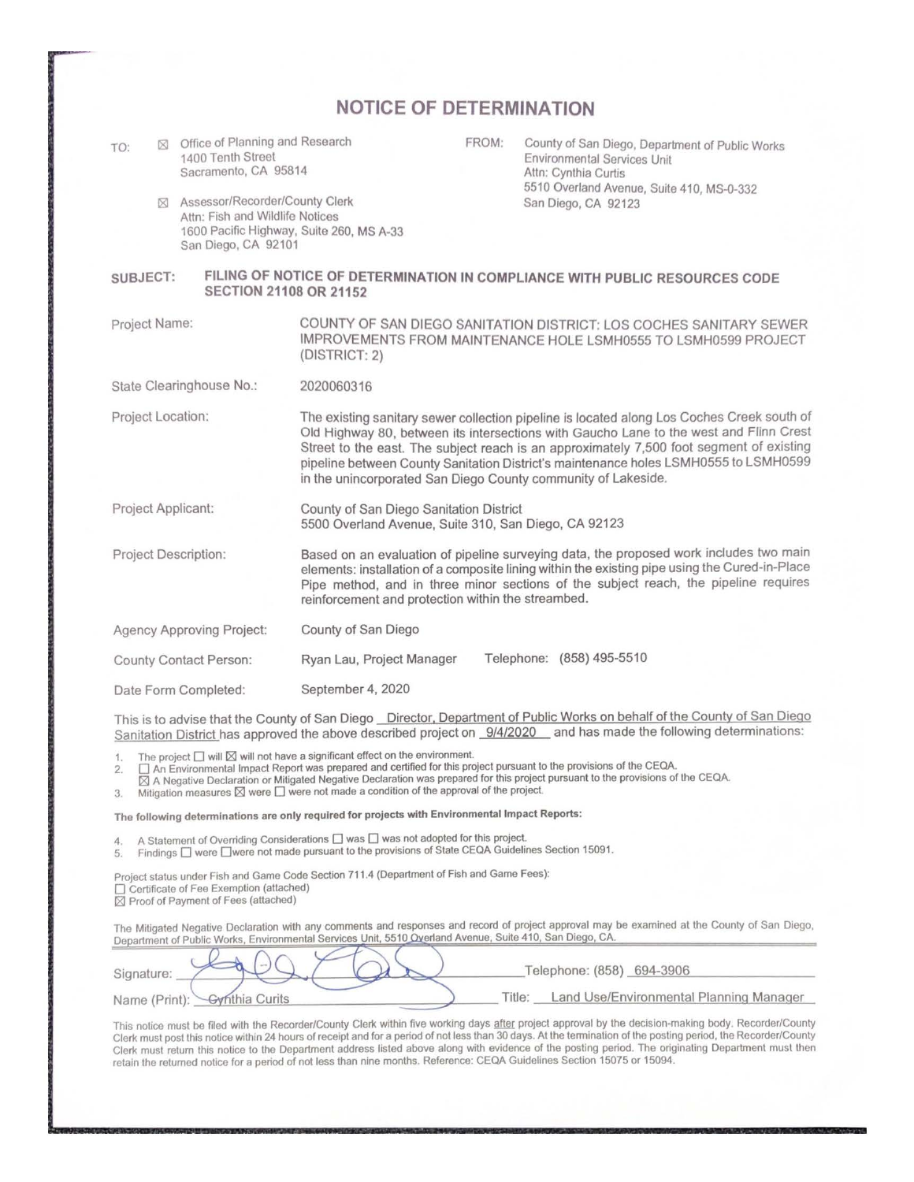# NOTICE OF DETERMINATION

TO: ☒ Office of Planning and Research
1400 Tenth Street
Sacramento, CA 95814

☒ Assessor/Recorder/County Clerk
Attn: Fish and Wildlife Notices
1600 Pacific Highway, Suite 260, MS A-33
San Diego, CA 92101

FROM: County of San Diego, Department of Public Works
Environmental Services Unit
Attn: Cynthia Curtis
5510 Overland Avenue, Suite 410, MS-0-332
San Diego, CA 92123

**SUBJECT: FILING OF NOTICE OF DETERMINATION IN COMPLIANCE WITH PUBLIC RESOURCES CODE SECTION 21108 OR 21152**

| | |
|---|---|
| Project Name: | COUNTY OF SAN DIEGO SANITATION DISTRICT: LOS COCHES SANITARY SEWER IMPROVEMENTS FROM MAINTENANCE HOLE LSMH0555 TO LSMH0599 PROJECT (DISTRICT: 2) |
| State Clearinghouse No.: | 2020060316 |
| Project Location: | The existing sanitary sewer collection pipeline is located along Los Coches Creek south of Old Highway 80, between its intersections with Gaucho Lane to the west and Flinn Crest Street to the east. The subject reach is an approximately 7,500 foot segment of existing pipeline between County Sanitation District's maintenance holes LSMH0555 to LSMH0599 in the unincorporated San Diego County community of Lakeside. |
| Project Applicant: | County of San Diego Sanitation District<br>5500 Overland Avenue, Suite 310, San Diego, CA 92123 |
| Project Description: | Based on an evaluation of pipeline surveying data, the proposed work includes two main elements: installation of a composite lining within the existing pipe using the Cured-in-Place Pipe method, and in three minor sections of the subject reach, the pipeline requires reinforcement and protection within the streambed. |
| Agency Approving Project: | County of San Diego |
| County Contact Person: | Ryan Lau, Project Manager Telephone: (858) 495-5510 |
| Date Form Completed: | September 4, 2020 |

This is to advise that the County of San Diego Director, Department of Public Works on behalf of the County of San Diego Sanitation District has approved the above described project on 9/4/2020 and has made the following determinations:

1. The project ☐ will ☒ will not have a significant effect on the environment.
2. ☐ An Environmental Impact Report was prepared and certified for this project pursuant to the provisions of the CEQA.
   ☒ A Negative Declaration or Mitigated Negative Declaration was prepared for this project pursuant to the provisions of the CEQA.
3. Mitigation measures ☒ were ☐ were not made a condition of the approval of the project.

**The following determinations are only required for projects with Environmental Impact Reports:**

4. A Statement of Overriding Considerations ☐ was ☐ was not adopted for this project.
5. Findings ☐ were ☐ were not made pursuant to the provisions of State CEQA Guidelines Section 15091.

Project status under Fish and Game Code Section 711.4 (Department of Fish and Game Fees):
☐ Certificate of Fee Exemption (attached)
☒ Proof of Payment of Fees (attached)

The Mitigated Negative Declaration with any comments and responses and record of project approval may be examined at the County of San Diego, Department of Public Works, Environmental Services Unit, 5510 Overland Avenue, Suite 410, San Diego, CA.

Signature: [signature] Telephone: (858) 694-3906

Name (Print): Cynthia Curits Title: Land Use/Environmental Planning Manager

This notice must be filed with the Recorder/County Clerk within five working days after project approval by the decision-making body. Recorder/County Clerk must post this notice within 24 hours of receipt and for a period of not less than 30 days. At the termination of the posting period, the Recorder/County Clerk must return this notice to the Department address listed above along with evidence of the posting period. The originating Department must then retain the returned notice for a period of not less than nine months. Reference: CEQA Guidelines Section 15075 or 15094.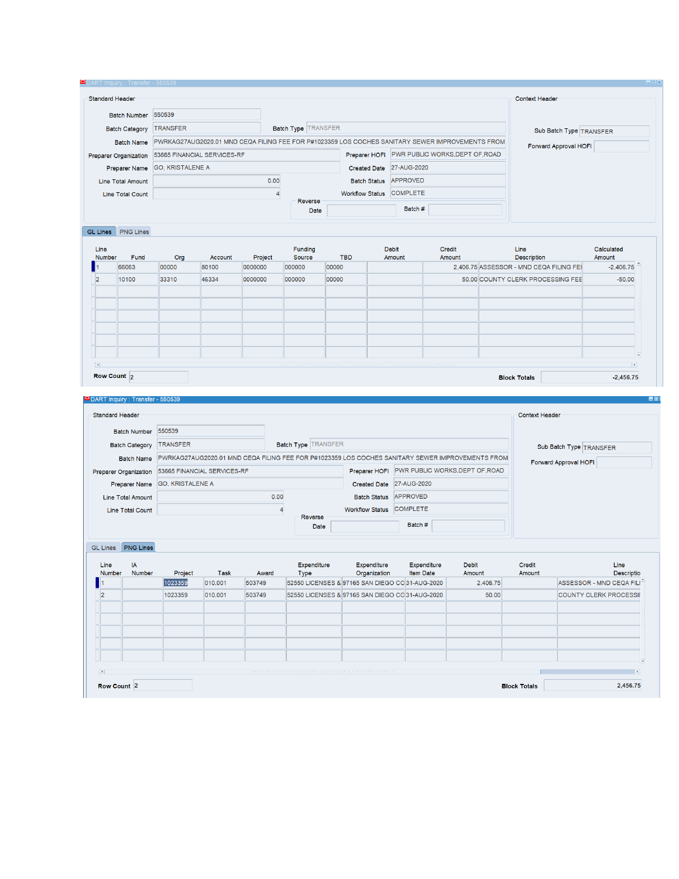DART Inquiry : Transfer - 550539

**Standard Header**

| | | | |
|---|---|---|---|
| Batch Number | 550539 | | |
| Batch Category | TRANSFER | Batch Type | TRANSFER |
| Batch Name | PWRKAG27AUG2020.01 MND CEQA FILING FEE FOR P#1023359 LOS COCHES SANITARY SEWER IMPROVEMENTS FROM | | |
| Preparer Organization | 53665 FINANCIAL SERVICES-RF | Preparer HOFI | PWR PUBLIC WORKS,DEPT OF,ROAD |
| Preparer Name | GO, KRISTALENE A | Created Date | 27-AUG-2020 |
| Line Total Amount | 0.00 | Batch Status | APPROVED |
| Line Total Count | 4 | Workflow Status | COMPLETE |
| Reverse Date | | Batch # | |

**Context Header**

| | |
|---|---|
| Sub Batch Type | TRANSFER |
| Forward Approval HOFI | |

GL Lines | PNG Lines

| Line Number | Fund | Org | Account | Project | Funding Source | TBD | Debit Amount | Credit Amount | Line Description | Calculated Amount |
|---|---|---|---|---|---|---|---|---|---|---|
| 1 | 66063 | 00000 | 80100 | 0000000 | 000000 | 00000 | | 2,406.75 | ASSESSOR - MND CEQA FILING FEI | -2,406.75 |
| 2 | 10100 | 33310 | 46334 | 0000000 | 000000 | 00000 | | 50.00 | COUNTY CLERK PROCESSING FEE | -50.00 |

Row Count 2

Block Totals -2,456.75

DART Inquiry : Transfer - 550539

**Standard Header**

| | | | |
|---|---|---|---|
| Batch Number | 550539 | | |
| Batch Category | TRANSFER | Batch Type | TRANSFER |
| Batch Name | PWRKAG27AUG2020.01 MND CEQA FILING FEE FOR P#1023359 LOS COCHES SANITARY SEWER IMPROVEMENTS FROM | | |
| Preparer Organization | 53665 FINANCIAL SERVICES-RF | Preparer HOFI | PWR PUBLIC WORKS,DEPT OF,ROAD |
| Preparer Name | GO, KRISTALENE A | Created Date | 27-AUG-2020 |
| Line Total Amount | 0.00 | Batch Status | APPROVED |
| Line Total Count | 4 | Workflow Status | COMPLETE |
| Reverse Date | | Batch # | |

**Context Header**

| | |
|---|---|
| Sub Batch Type | TRANSFER |
| Forward Approval HOFI | |

GL Lines | PNG Lines

| Line Number | IA Number | Project | Task | Award | Expenditure Type | Expenditure Organization | Expenditure Item Date | Debit Amount | Credit Amount | Line Descriptio |
|---|---|---|---|---|---|---|---|---|---|---|
| 1 | | 1023359 | 010.001 | 503749 | 52550 LICENSES & | 97165 SAN DIEGO CO | 31-AUG-2020 | 2,406.75 | | ASSESSOR - MND CEQA FILI |
| 2 | | 1023359 | 010.001 | 503749 | 52550 LICENSES & | 97165 SAN DIEGO CO | 31-AUG-2020 | 50.00 | | COUNTY CLERK PROCESSII |

Row Count 2

Block Totals 2,456.75